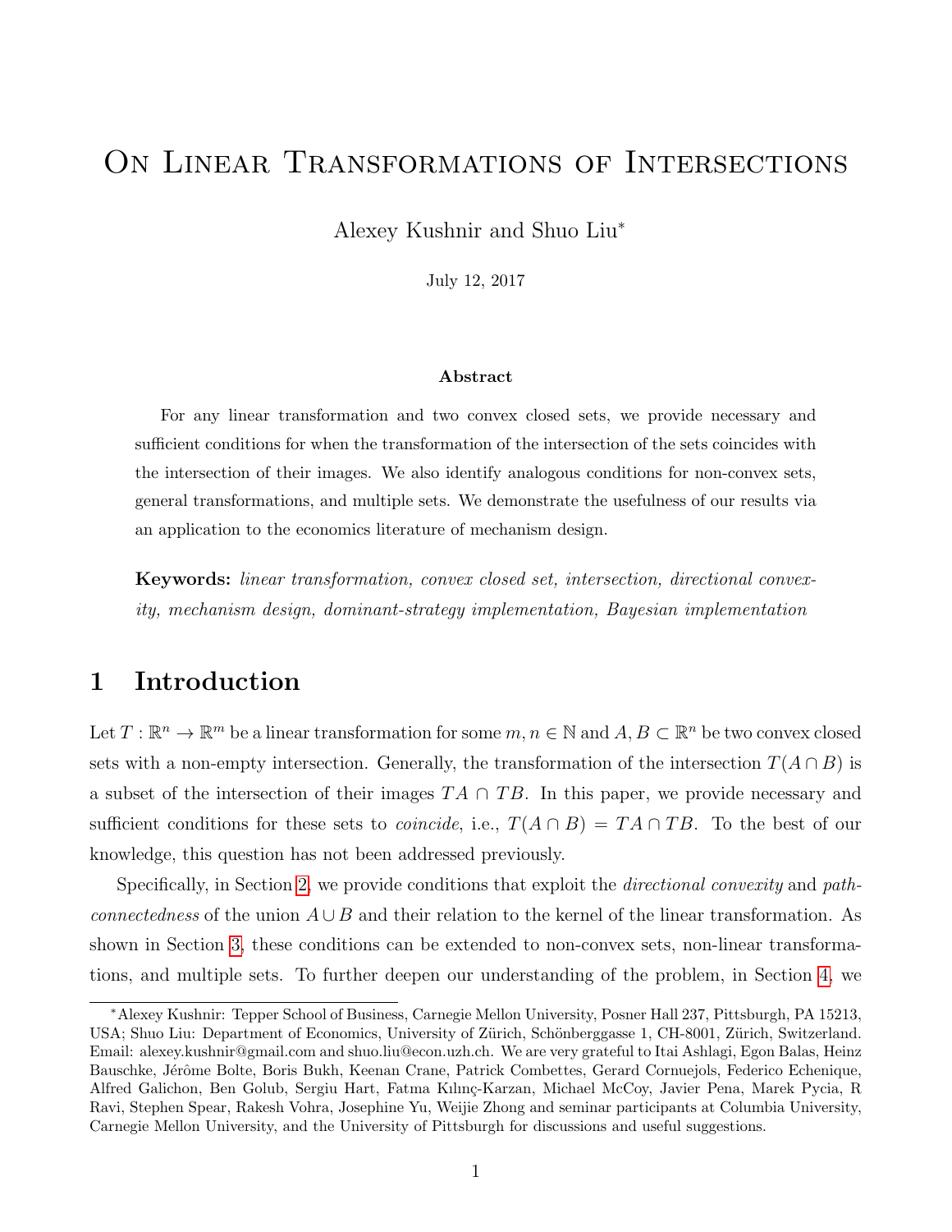# On Linear Transformations of Intersections

Alexey Kushnir and Shuo Liu*

July 12, 2017

### Abstract

For any linear transformation and two convex closed sets, we provide necessary and sufficient conditions for when the transformation of the intersection of the sets coincides with the intersection of their images. We also identify analogous conditions for non-convex sets, general transformations, and multiple sets. We demonstrate the usefulness of our results via an application to the economics literature of mechanism design.

**Keywords:** *linear transformation, convex closed set, intersection, directional convexity, mechanism design, dominant-strategy implementation, Bayesian implementation*

## 1 Introduction

Let $T : \mathbb{R}^n \to \mathbb{R}^m$ be a linear transformation for some $m, n \in \mathbb{N}$ and $A, B \subset \mathbb{R}^n$ be two convex closed sets with a non-empty intersection. Generally, the transformation of the intersection $T(A \cap B)$ is a subset of the intersection of their images $TA \cap TB$. In this paper, we provide necessary and sufficient conditions for these sets to *coincide*, i.e., $T(A \cap B) = TA \cap TB$. To the best of our knowledge, this question has not been addressed previously.

Specifically, in Section 2, we provide conditions that exploit the *directional convexity* and *path-connectedness* of the union $A \cup B$ and their relation to the kernel of the linear transformation. As shown in Section 3, these conditions can be extended to non-convex sets, non-linear transformations, and multiple sets. To further deepen our understanding of the problem, in Section 4, we

---

*Alexey Kushnir: Tepper School of Business, Carnegie Mellon University, Posner Hall 237, Pittsburgh, PA 15213, USA; Shuo Liu: Department of Economics, University of Zürich, Schönberggasse 1, CH-8001, Zürich, Switzerland. Email: alexey.kushnir@gmail.com and shuo.liu@econ.uzh.ch. We are very grateful to Itai Ashlagi, Egon Balas, Heinz Bauschke, Jérôme Bolte, Boris Bukh, Keenan Crane, Patrick Combettes, Gerard Cornuejols, Federico Echenique, Alfred Galichon, Ben Golub, Sergiu Hart, Fatma Kılınç-Karzan, Michael McCoy, Javier Pena, Marek Pycia, R Ravi, Stephen Spear, Rakesh Vohra, Josephine Yu, Weijie Zhong and seminar participants at Columbia University, Carnegie Mellon University, and the University of Pittsburgh for discussions and useful suggestions.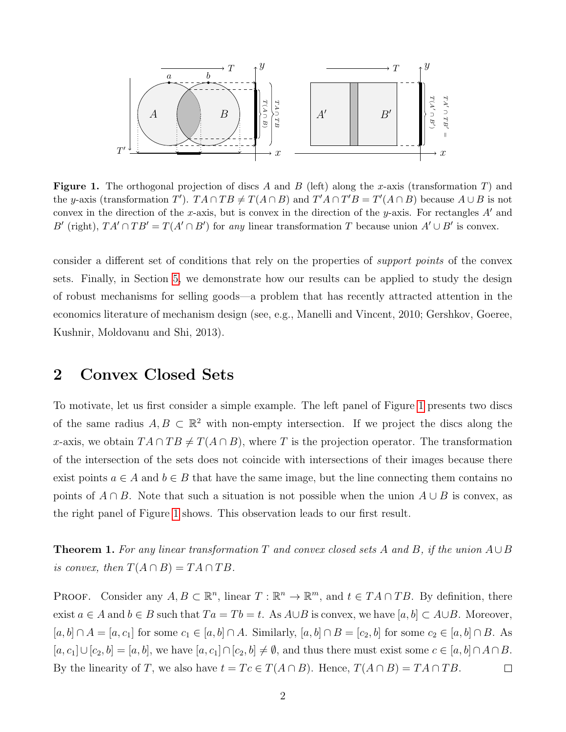**Figure 1.** The orthogonal projection of discs $A$ and $B$ (left) along the $x$-axis (transformation $T$) and the $y$-axis (transformation $T'$). $TA \cap TB \neq T(A \cap B)$ and $T'A \cap T'B = T'(A \cap B)$ because $A \cup B$ is not convex in the direction of the $x$-axis, but is convex in the direction of the $y$-axis. For rectangles $A'$ and $B'$ (right), $TA' \cap TB' = T(A' \cap B')$ for *any* linear transformation $T$ because union $A' \cup B'$ is convex.

consider a different set of conditions that rely on the properties of *support points* of the convex sets. Finally, in Section 5, we demonstrate how our results can be applied to study the design of robust mechanisms for selling goods—a problem that has recently attracted attention in the economics literature of mechanism design (see, e.g., Manelli and Vincent, 2010; Gershkov, Goeree, Kushnir, Moldovanu and Shi, 2013).

## 2 Convex Closed Sets

To motivate, let us first consider a simple example. The left panel of Figure 1 presents two discs of the same radius $A, B \subset \mathbb{R}^2$ with non-empty intersection. If we project the discs along the $x$-axis, we obtain $TA \cap TB \neq T(A \cap B)$, where $T$ is the projection operator. The transformation of the intersection of the sets does not coincide with intersections of their images because there exist points $a \in A$ and $b \in B$ that have the same image, but the line connecting them contains no points of $A \cap B$. Note that such a situation is not possible when the union $A \cup B$ is convex, as the right panel of Figure 1 shows. This observation leads to our first result.

**Theorem 1.** *For any linear transformation $T$ and convex closed sets $A$ and $B$, if the union $A \cup B$ is convex, then $T(A \cap B) = TA \cap TB$.*

Proof. Consider any $A, B \subset \mathbb{R}^n$, linear $T : \mathbb{R}^n \to \mathbb{R}^m$, and $t \in TA \cap TB$. By definition, there exist $a \in A$ and $b \in B$ such that $Ta = Tb = t$. As $A \cup B$ is convex, we have $[a, b] \subset A \cup B$. Moreover, $[a, b] \cap A = [a, c_1]$ for some $c_1 \in [a, b] \cap A$. Similarly, $[a, b] \cap B = [c_2, b]$ for some $c_2 \in [a, b] \cap B$. As $[a, c_1] \cup [c_2, b] = [a, b]$, we have $[a, c_1] \cap [c_2, b] \neq \emptyset$, and thus there must exist some $c \in [a, b] \cap A \cap B$. By the linearity of $T$, we also have $t = Tc \in T(A \cap B)$. Hence, $T(A \cap B) = TA \cap TB$. $\square$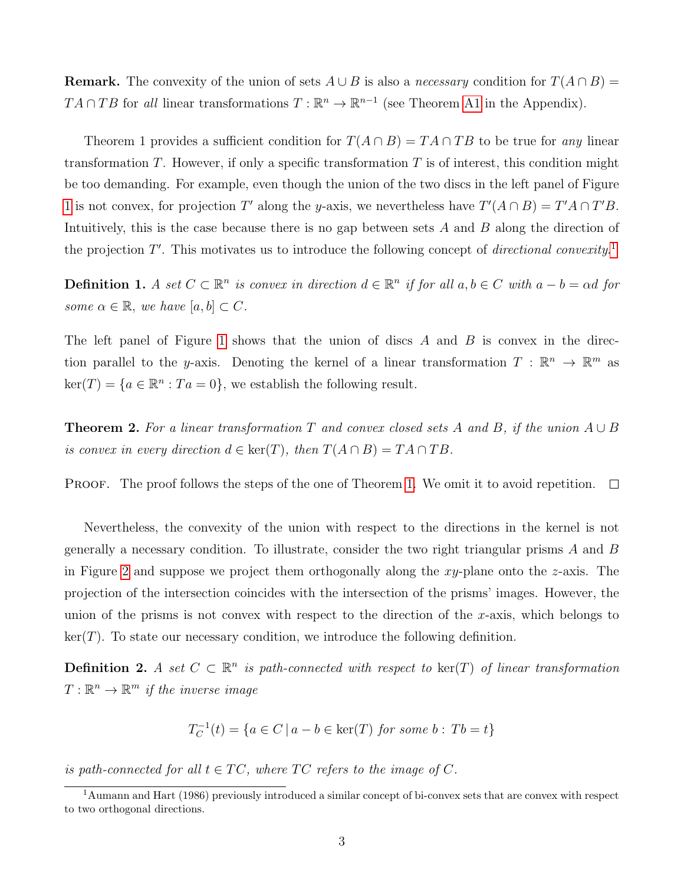**Remark.** The convexity of the union of sets $A \cup B$ is also a *necessary* condition for $T(A \cap B) = TA \cap TB$ for *all* linear transformations $T : \mathbb{R}^n \to \mathbb{R}^{n-1}$ (see Theorem A1 in the Appendix).

Theorem 1 provides a sufficient condition for $T(A \cap B) = TA \cap TB$ to be true for *any* linear transformation $T$. However, if only a specific transformation $T$ is of interest, this condition might be too demanding. For example, even though the union of the two discs in the left panel of Figure 1 is not convex, for projection $T'$ along the $y$-axis, we nevertheless have $T'(A \cap B) = T'A \cap T'B$. Intuitively, this is the case because there is no gap between sets $A$ and $B$ along the direction of the projection $T'$. This motivates us to introduce the following concept of *directional convexity*.[1]

**Definition 1.** *A set $C \subset \mathbb{R}^n$ is convex in direction $d \in \mathbb{R}^n$ if for all $a, b \in C$ with $a - b = \alpha d$ for some $\alpha \in \mathbb{R}$, we have $[a, b] \subset C$.*

The left panel of Figure 1 shows that the union of discs $A$ and $B$ is convex in the direction parallel to the $y$-axis. Denoting the kernel of a linear transformation $T : \mathbb{R}^n \to \mathbb{R}^m$ as $\ker(T) = \{a \in \mathbb{R}^n : Ta = 0\}$, we establish the following result.

**Theorem 2.** *For a linear transformation $T$ and convex closed sets $A$ and $B$, if the union $A \cup B$ is convex in every direction $d \in \ker(T)$, then $T(A \cap B) = TA \cap TB$.*

Proof. The proof follows the steps of the one of Theorem 1. We omit it to avoid repetition. □

Nevertheless, the convexity of the union with respect to the directions in the kernel is not generally a necessary condition. To illustrate, consider the two right triangular prisms $A$ and $B$ in Figure 2 and suppose we project them orthogonally along the $xy$-plane onto the $z$-axis. The projection of the intersection coincides with the intersection of the prisms' images. However, the union of the prisms is not convex with respect to the direction of the $x$-axis, which belongs to $\ker(T)$. To state our necessary condition, we introduce the following definition.

**Definition 2.** *A set $C \subset \mathbb{R}^n$ is path-connected with respect to $\ker(T)$ of linear transformation $T : \mathbb{R}^n \to \mathbb{R}^m$ if the inverse image*

$$T_C^{-1}(t) = \{a \in C \,|\, a - b \in \ker(T) \text{ for some } b : Tb = t\}$$

*is path-connected for all $t \in TC$, where $TC$ refers to the image of $C$.*

[1] Aumann and Hart (1986) previously introduced a similar concept of bi-convex sets that are convex with respect to two orthogonal directions.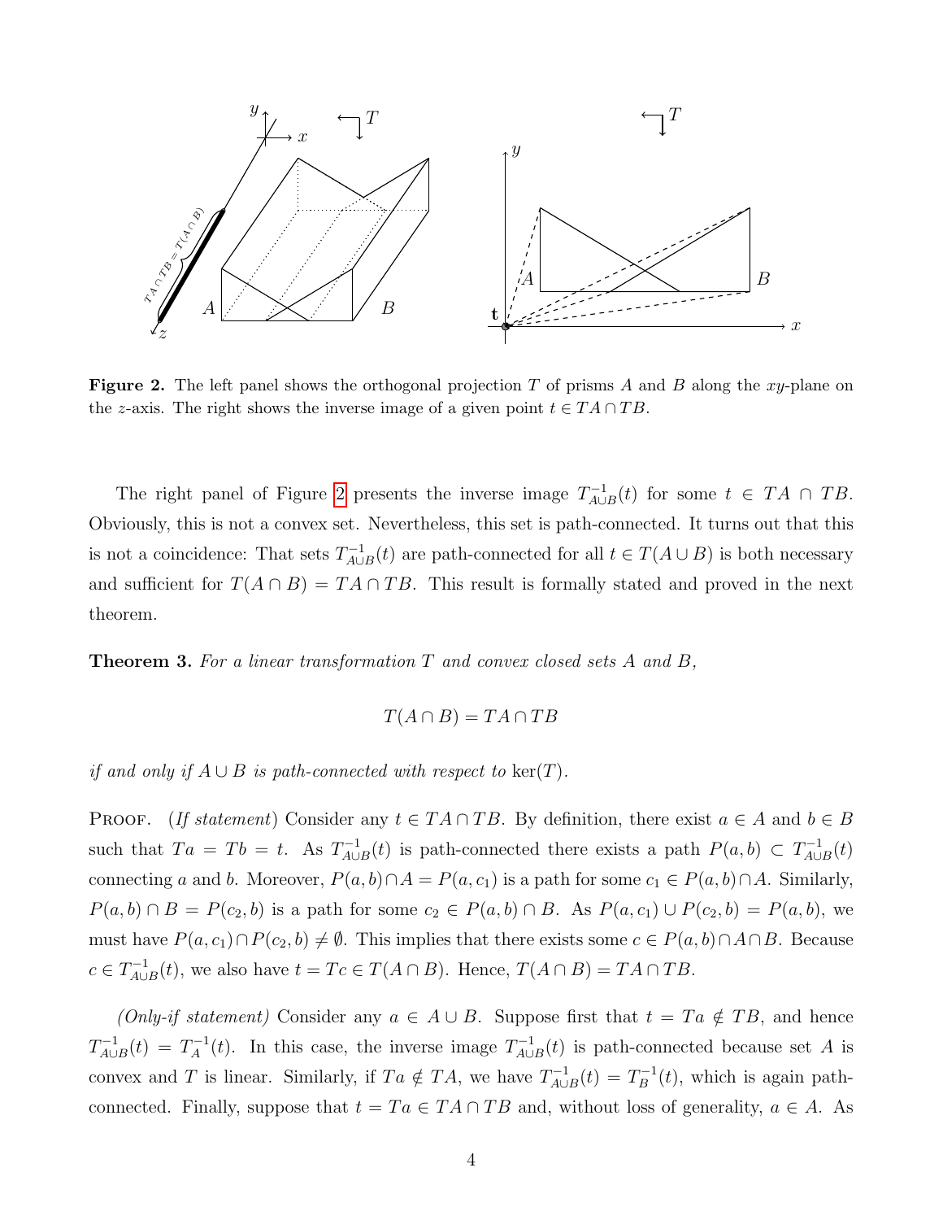**Figure 2.** The left panel shows the orthogonal projection $T$ of prisms $A$ and $B$ along the $xy$-plane on the $z$-axis. The right shows the inverse image of a given point $t \in TA \cap TB$.

The right panel of Figure 2 presents the inverse image $T^{-1}_{A\cup B}(t)$ for some $t \in TA \cap TB$. Obviously, this is not a convex set. Nevertheless, this set is path-connected. It turns out that this is not a coincidence: That sets $T^{-1}_{A\cup B}(t)$ are path-connected for all $t \in T(A \cup B)$ is both necessary and sufficient for $T(A \cap B) = TA \cap TB$. This result is formally stated and proved in the next theorem.

**Theorem 3.** *For a linear transformation $T$ and convex closed sets $A$ and $B$,*

$$T(A \cap B) = TA \cap TB$$

*if and only if $A \cup B$ is path-connected with respect to* $\ker(T)$.

Proof. *(If statement)* Consider any $t \in TA \cap TB$. By definition, there exist $a \in A$ and $b \in B$ such that $Ta = Tb = t$. As $T^{-1}_{A\cup B}(t)$ is path-connected there exists a path $P(a, b) \subset T^{-1}_{A\cup B}(t)$ connecting $a$ and $b$. Moreover, $P(a, b) \cap A = P(a, c_1)$ is a path for some $c_1 \in P(a, b) \cap A$. Similarly, $P(a, b) \cap B = P(c_2, b)$ is a path for some $c_2 \in P(a, b) \cap B$. As $P(a, c_1) \cup P(c_2, b) = P(a, b)$, we must have $P(a, c_1) \cap P(c_2, b) \neq \emptyset$. This implies that there exists some $c \in P(a, b) \cap A \cap B$. Because $c \in T^{-1}_{A\cup B}(t)$, we also have $t = Tc \in T(A \cap B)$. Hence, $T(A \cap B) = TA \cap TB$.

*(Only-if statement)* Consider any $a \in A \cup B$. Suppose first that $t = Ta \notin TB$, and hence $T^{-1}_{A\cup B}(t) = T^{-1}_{A}(t)$. In this case, the inverse image $T^{-1}_{A\cup B}(t)$ is path-connected because set $A$ is convex and $T$ is linear. Similarly, if $Ta \notin TA$, we have $T^{-1}_{A\cup B}(t) = T^{-1}_{B}(t)$, which is again path-connected. Finally, suppose that $t = Ta \in TA \cap TB$ and, without loss of generality, $a \in A$. As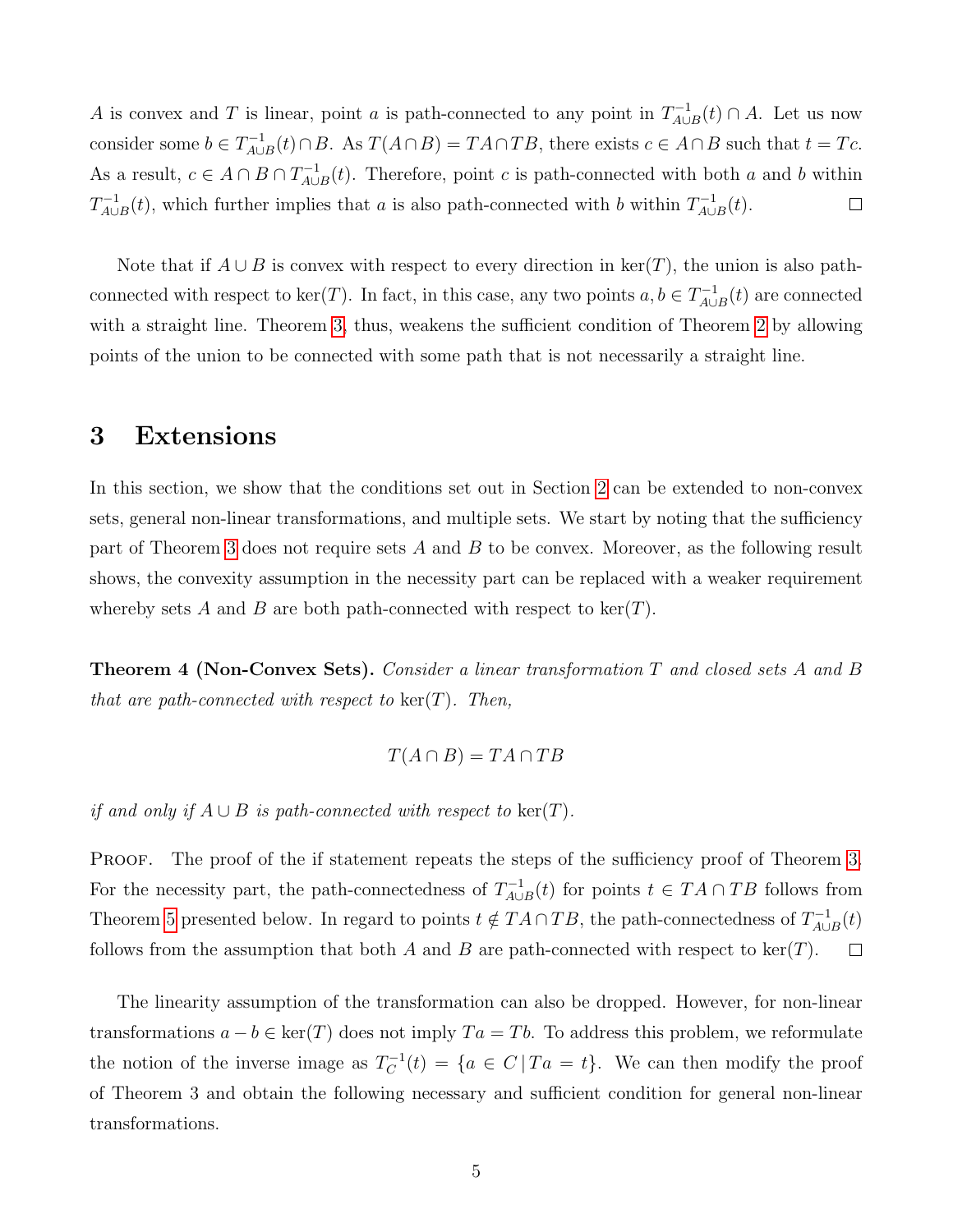$A$ is convex and $T$ is linear, point $a$ is path-connected to any point in $T^{-1}_{A\cup B}(t) \cap A$. Let us now consider some $b \in T^{-1}_{A\cup B}(t) \cap B$. As $T(A \cap B) = TA \cap TB$, there exists $c \in A \cap B$ such that $t = Tc$. As a result, $c \in A \cap B \cap T^{-1}_{A\cup B}(t)$. Therefore, point $c$ is path-connected with both $a$ and $b$ within $T^{-1}_{A\cup B}(t)$, which further implies that $a$ is also path-connected with $b$ within $T^{-1}_{A\cup B}(t)$. $\square$

Note that if $A \cup B$ is convex with respect to every direction in $\ker(T)$, the union is also path-connected with respect to $\ker(T)$. In fact, in this case, any two points $a, b \in T^{-1}_{A\cup B}(t)$ are connected with a straight line. Theorem 3, thus, weakens the sufficient condition of Theorem 2 by allowing points of the union to be connected with some path that is not necessarily a straight line.

# 3 Extensions

In this section, we show that the conditions set out in Section 2 can be extended to non-convex sets, general non-linear transformations, and multiple sets. We start by noting that the sufficiency part of Theorem 3 does not require sets $A$ and $B$ to be convex. Moreover, as the following result shows, the convexity assumption in the necessity part can be replaced with a weaker requirement whereby sets $A$ and $B$ are both path-connected with respect to $\ker(T)$.

**Theorem 4 (Non-Convex Sets).** *Consider a linear transformation $T$ and closed sets $A$ and $B$ that are path-connected with respect to $\ker(T)$. Then,*

$$T(A \cap B) = TA \cap TB$$

*if and only if $A \cup B$ is path-connected with respect to $\ker(T)$.*

Proof. The proof of the if statement repeats the steps of the sufficiency proof of Theorem 3. For the necessity part, the path-connectedness of $T^{-1}_{A\cup B}(t)$ for points $t \in TA \cap TB$ follows from Theorem 5 presented below. In regard to points $t \notin TA \cap TB$, the path-connectedness of $T^{-1}_{A\cup B}(t)$ follows from the assumption that both $A$ and $B$ are path-connected with respect to $\ker(T)$. $\square$

The linearity assumption of the transformation can also be dropped. However, for non-linear transformations $a - b \in \ker(T)$ does not imply $Ta = Tb$. To address this problem, we reformulate the notion of the inverse image as $T^{-1}_C(t) = \{a \in C \,|\, Ta = t\}$. We can then modify the proof of Theorem 3 and obtain the following necessary and sufficient condition for general non-linear transformations.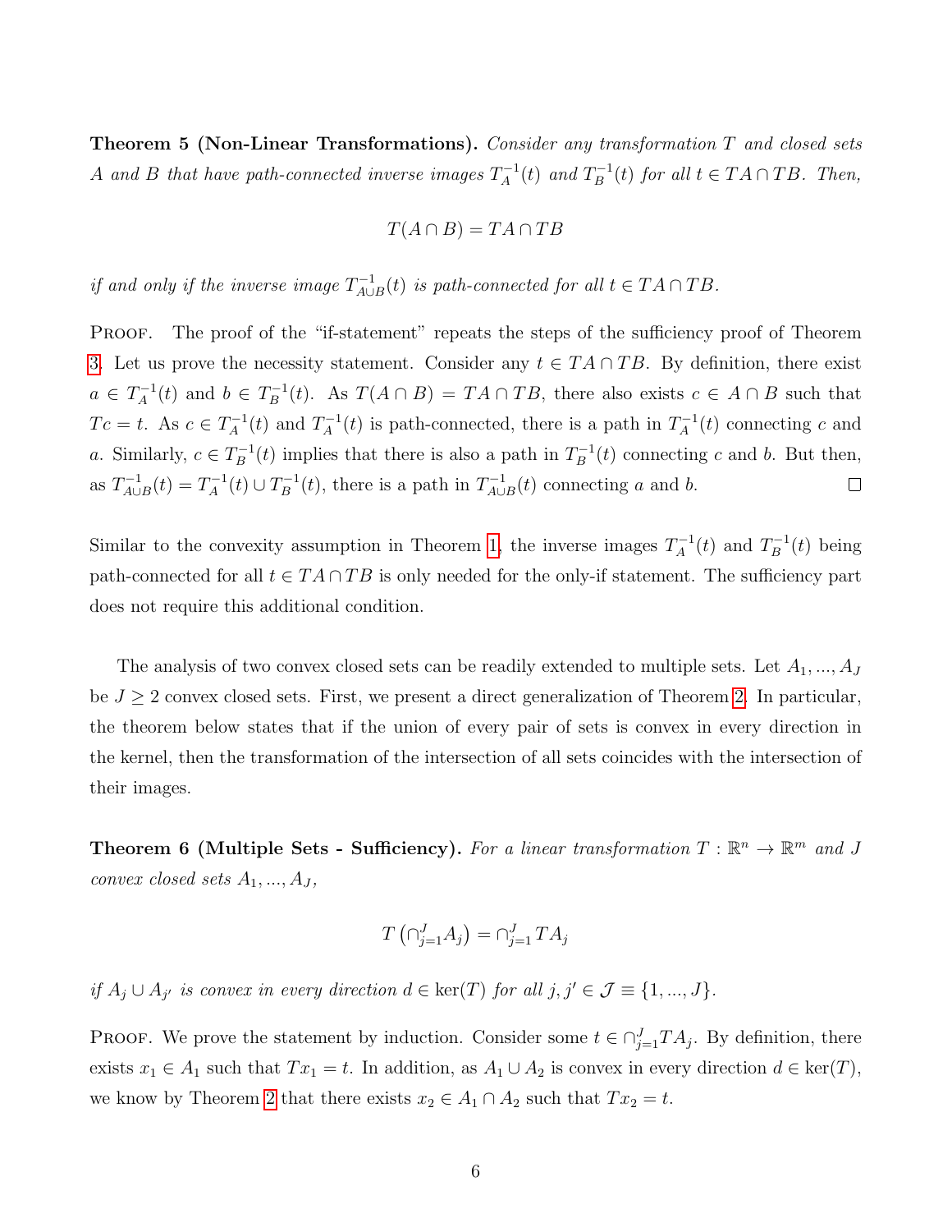**Theorem 5 (Non-Linear Transformations).** *Consider any transformation $T$ and closed sets $A$ and $B$ that have path-connected inverse images $T_A^{-1}(t)$ and $T_B^{-1}(t)$ for all $t \in TA \cap TB$. Then,*

$$T(A \cap B) = TA \cap TB$$

*if and only if the inverse image $T_{A\cup B}^{-1}(t)$ is path-connected for all $t \in TA \cap TB$.*

Proof. The proof of the "if-statement" repeats the steps of the sufficiency proof of Theorem 3. Let us prove the necessity statement. Consider any $t \in TA \cap TB$. By definition, there exist $a \in T_A^{-1}(t)$ and $b \in T_B^{-1}(t)$. As $T(A \cap B) = TA \cap TB$, there also exists $c \in A \cap B$ such that $Tc = t$. As $c \in T_A^{-1}(t)$ and $T_A^{-1}(t)$ is path-connected, there is a path in $T_A^{-1}(t)$ connecting $c$ and $a$. Similarly, $c \in T_B^{-1}(t)$ implies that there is also a path in $T_B^{-1}(t)$ connecting $c$ and $b$. But then, as $T_{A\cup B}^{-1}(t) = T_A^{-1}(t) \cup T_B^{-1}(t)$, there is a path in $T_{A\cup B}^{-1}(t)$ connecting $a$ and $b$. $\square$

Similar to the convexity assumption in Theorem 1, the inverse images $T_A^{-1}(t)$ and $T_B^{-1}(t)$ being path-connected for all $t \in TA \cap TB$ is only needed for the only-if statement. The sufficiency part does not require this additional condition.

The analysis of two convex closed sets can be readily extended to multiple sets. Let $A_1, ..., A_J$ be $J \geq 2$ convex closed sets. First, we present a direct generalization of Theorem 2. In particular, the theorem below states that if the union of every pair of sets is convex in every direction in the kernel, then the transformation of the intersection of all sets coincides with the intersection of their images.

**Theorem 6 (Multiple Sets - Sufficiency).** *For a linear transformation $T : \mathbb{R}^n \to \mathbb{R}^m$ and $J$ convex closed sets $A_1, ..., A_J$,*

$$T\left(\cap_{j=1}^{J} A_j\right) = \cap_{j=1}^{J} TA_j$$

*if $A_j \cup A_{j'}$ is convex in every direction $d \in \ker(T)$ for all $j, j' \in \mathcal{J} \equiv \{1, ..., J\}$.*

Proof. We prove the statement by induction. Consider some $t \in \cap_{j=1}^{J} TA_j$. By definition, there exists $x_1 \in A_1$ such that $Tx_1 = t$. In addition, as $A_1 \cup A_2$ is convex in every direction $d \in \ker(T)$, we know by Theorem 2 that there exists $x_2 \in A_1 \cap A_2$ such that $Tx_2 = t$.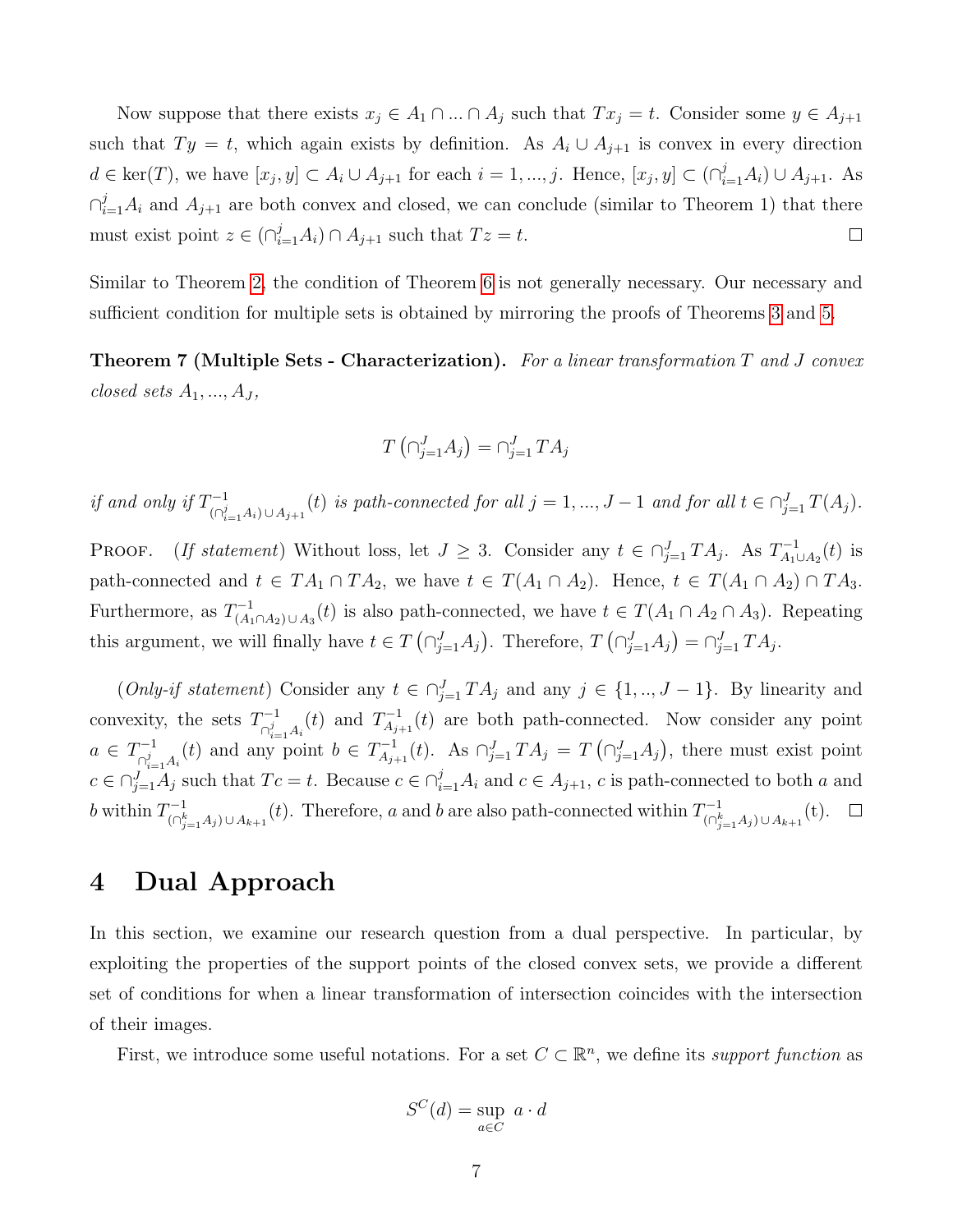Now suppose that there exists $x_j \in A_1 \cap ... \cap A_j$ such that $Tx_j = t$. Consider some $y \in A_{j+1}$ such that $Ty = t$, which again exists by definition. As $A_i \cup A_{j+1}$ is convex in every direction $d \in \ker(T)$, we have $[x_j, y] \subset A_i \cup A_{j+1}$ for each $i = 1, ..., j$. Hence, $[x_j, y] \subset (\cap_{i=1}^{j} A_i) \cup A_{j+1}$. As $\cap_{i=1}^{j} A_i$ and $A_{j+1}$ are both convex and closed, we can conclude (similar to Theorem 1) that there must exist point $z \in (\cap_{i=1}^{j} A_i) \cap A_{j+1}$ such that $Tz = t$. $\square$

Similar to Theorem 2, the condition of Theorem 6 is not generally necessary. Our necessary and sufficient condition for multiple sets is obtained by mirroring the proofs of Theorems 3 and 5.

**Theorem 7 (Multiple Sets - Characterization).** *For a linear transformation $T$ and $J$ convex closed sets $A_1, ..., A_J$,*

$$T\left(\cap_{j=1}^{J} A_j\right) = \cap_{j=1}^{J} TA_j$$

*if and only if $T^{-1}_{(\cap_{i=1}^{j} A_i) \cup A_{j+1}}(t)$ is path-connected for all $j = 1, ..., J-1$ and for all $t \in \cap_{j=1}^{J} T(A_j)$.*

Proof. (*If statement*) Without loss, let $J \geq 3$. Consider any $t \in \cap_{j=1}^{J} TA_j$. As $T^{-1}_{A_1 \cup A_2}(t)$ is path-connected and $t \in TA_1 \cap TA_2$, we have $t \in T(A_1 \cap A_2)$. Hence, $t \in T(A_1 \cap A_2) \cap TA_3$. Furthermore, as $T^{-1}_{(A_1 \cap A_2) \cup A_3}(t)$ is also path-connected, we have $t \in T(A_1 \cap A_2 \cap A_3)$. Repeating this argument, we will finally have $t \in T\left(\cap_{j=1}^{J} A_j\right)$. Therefore, $T\left(\cap_{j=1}^{J} A_j\right) = \cap_{j=1}^{J} TA_j$.

(*Only-if statement*) Consider any $t \in \cap_{j=1}^{J} TA_j$ and any $j \in \{1, .., J-1\}$. By linearity and convexity, the sets $T^{-1}_{\cap_{i=1}^{j} A_i}(t)$ and $T^{-1}_{A_{j+1}}(t)$ are both path-connected. Now consider any point $a \in T^{-1}_{\cap_{i=1}^{j} A_i}(t)$ and any point $b \in T^{-1}_{A_{j+1}}(t)$. As $\cap_{j=1}^{J} TA_j = T\left(\cap_{j=1}^{J} A_j\right)$, there must exist point $c \in \cap_{j=1}^{J} A_j$ such that $Tc = t$. Because $c \in \cap_{i=1}^{j} A_i$ and $c \in A_{j+1}$, $c$ is path-connected to both $a$ and $b$ within $T^{-1}_{(\cap_{j=1}^{k} A_j) \cup A_{k+1}}(t)$. Therefore, $a$ and $b$ are also path-connected within $T^{-1}_{(\cap_{j=1}^{k} A_j) \cup A_{k+1}}(t)$. $\square$

# 4 Dual Approach

In this section, we examine our research question from a dual perspective. In particular, by exploiting the properties of the support points of the closed convex sets, we provide a different set of conditions for when a linear transformation of intersection coincides with the intersection of their images.

First, we introduce some useful notations. For a set $C \subset \mathbb{R}^n$, we define its *support function* as

$$S^C(d) = \sup_{a \in C} a \cdot d$$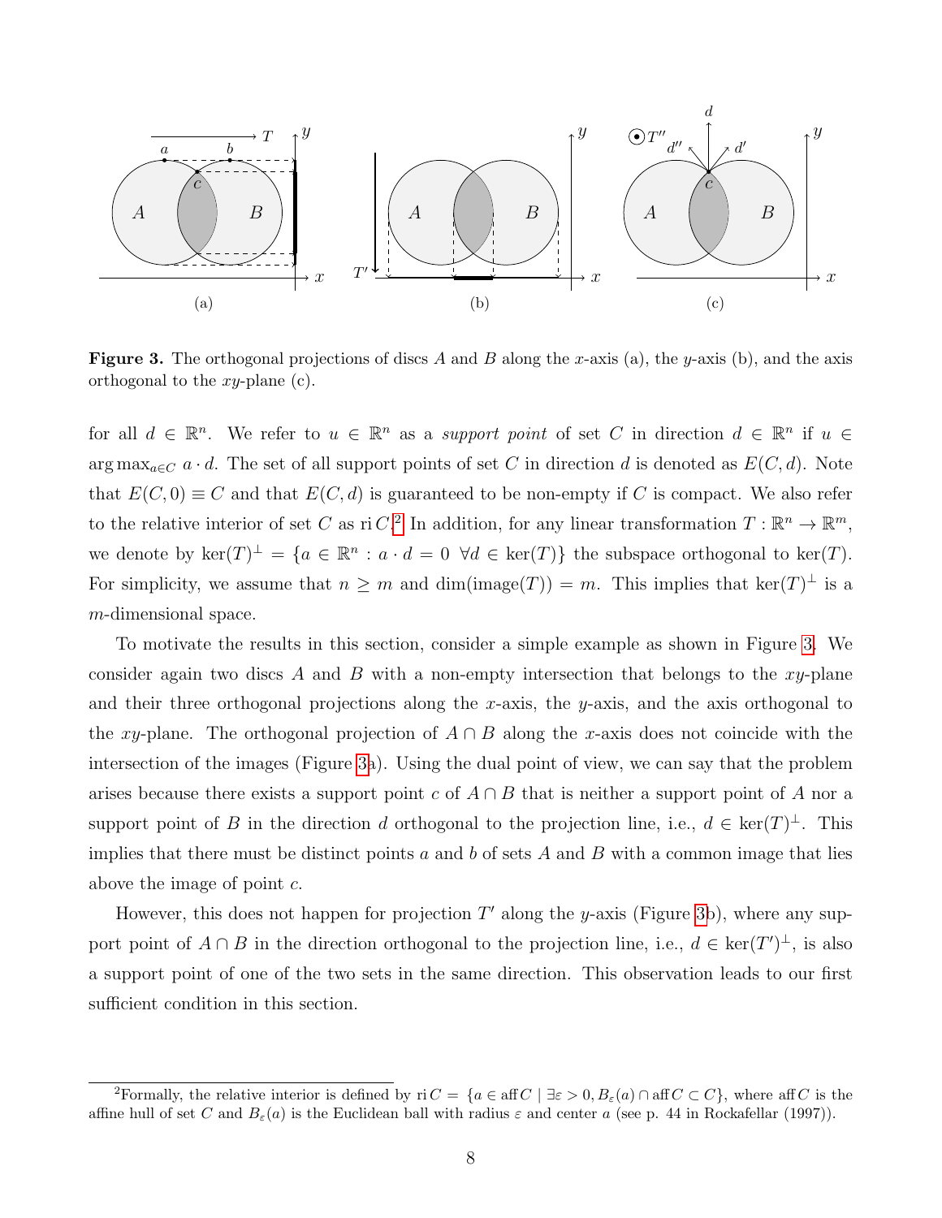**Figure 3.** The orthogonal projections of discs $A$ and $B$ along the $x$-axis (a), the $y$-axis (b), and the axis orthogonal to the $xy$-plane (c).

for all $d \in \mathbb{R}^n$. We refer to $u \in \mathbb{R}^n$ as a *support point* of set $C$ in direction $d \in \mathbb{R}^n$ if $u \in \arg\max_{a \in C} a \cdot d$. The set of all support points of set $C$ in direction $d$ is denoted as $E(C, d)$. Note that $E(C, 0) \equiv C$ and that $E(C, d)$ is guaranteed to be non-empty if $C$ is compact. We also refer to the relative interior of set $C$ as $\operatorname{ri} C$.[2] In addition, for any linear transformation $T : \mathbb{R}^n \to \mathbb{R}^m$, we denote by $\ker(T)^\perp = \{a \in \mathbb{R}^n : a \cdot d = 0 \ \forall d \in \ker(T)\}$ the subspace orthogonal to $\ker(T)$. For simplicity, we assume that $n \geq m$ and $\dim(\text{image}(T)) = m$. This implies that $\ker(T)^\perp$ is a $m$-dimensional space.

To motivate the results in this section, consider a simple example as shown in Figure 3. We consider again two discs $A$ and $B$ with a non-empty intersection that belongs to the $xy$-plane and their three orthogonal projections along the $x$-axis, the $y$-axis, and the axis orthogonal to the $xy$-plane. The orthogonal projection of $A \cap B$ along the $x$-axis does not coincide with the intersection of the images (Figure 3a). Using the dual point of view, we can say that the problem arises because there exists a support point $c$ of $A \cap B$ that is neither a support point of $A$ nor a support point of $B$ in the direction $d$ orthogonal to the projection line, i.e., $d \in \ker(T)^\perp$. This implies that there must be distinct points $a$ and $b$ of sets $A$ and $B$ with a common image that lies above the image of point $c$.

However, this does not happen for projection $T'$ along the $y$-axis (Figure 3b), where any support point of $A \cap B$ in the direction orthogonal to the projection line, i.e., $d \in \ker(T')^\perp$, is also a support point of one of the two sets in the same direction. This observation leads to our first sufficient condition in this section.

[2] Formally, the relative interior is defined by $\operatorname{ri} C = \{a \in \operatorname{aff} C \mid \exists \varepsilon > 0, B_\varepsilon(a) \cap \operatorname{aff} C \subset C\}$, where $\operatorname{aff} C$ is the affine hull of set $C$ and $B_\varepsilon(a)$ is the Euclidean ball with radius $\varepsilon$ and center $a$ (see p. 44 in Rockafellar (1997)).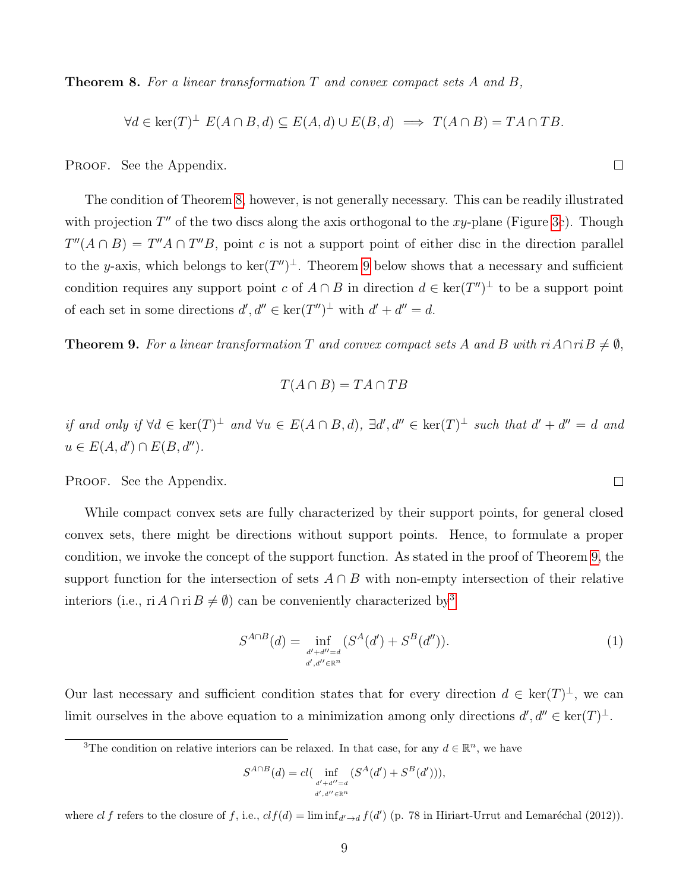**Theorem 8.** *For a linear transformation $T$ and convex compact sets $A$ and $B$,*

$$\forall d \in \ker(T)^{\perp} \; E(A \cap B, d) \subseteq E(A, d) \cup E(B, d) \implies T(A \cap B) = TA \cap TB.$$

Proof. See the Appendix. □

The condition of Theorem 8, however, is not generally necessary. This can be readily illustrated with projection $T''$ of the two discs along the axis orthogonal to the $xy$-plane (Figure 3c). Though $T''(A \cap B) = T''A \cap T''B$, point $c$ is not a support point of either disc in the direction parallel to the $y$-axis, which belongs to $\ker(T'')^{\perp}$. Theorem 9 below shows that a necessary and sufficient condition requires any support point $c$ of $A \cap B$ in direction $d \in \ker(T'')^{\perp}$ to be a support point of each set in some directions $d', d'' \in \ker(T'')^{\perp}$ with $d' + d'' = d$.

**Theorem 9.** *For a linear transformation $T$ and convex compact sets $A$ and $B$ with $ri\, A \cap ri\, B \neq \emptyset$,*

$$T(A \cap B) = TA \cap TB$$

*if and only if $\forall d \in \ker(T)^{\perp}$ and $\forall u \in E(A \cap B, d)$, $\exists d', d'' \in \ker(T)^{\perp}$ such that $d' + d'' = d$ and $u \in E(A, d') \cap E(B, d'')$.*

Proof. See the Appendix. □

While compact convex sets are fully characterized by their support points, for general closed convex sets, there might be directions without support points. Hence, to formulate a proper condition, we invoke the concept of the support function. As stated in the proof of Theorem 9, the support function for the intersection of sets $A \cap B$ with non-empty intersection of their relative interiors (i.e., $\mathrm{ri}\, A \cap \mathrm{ri}\, B \neq \emptyset$) can be conveniently characterized by[3]

$$S^{A \cap B}(d) = \inf_{\substack{d' + d'' = d \\ d', d'' \in \mathbb{R}^n}} (S^A(d') + S^B(d'')). \tag{1}$$

Our last necessary and sufficient condition states that for every direction $d \in \ker(T)^{\perp}$, we can limit ourselves in the above equation to a minimization among only directions $d', d'' \in \ker(T)^{\perp}$.

[3] The condition on relative interiors can be relaxed. In that case, for any $d \in \mathbb{R}^n$, we have

$$S^{A \cap B}(d) = cl( \inf_{\substack{d' + d'' = d \\ d', d'' \in \mathbb{R}^n}} (S^A(d') + S^B(d'))),$$

where $cl\, f$ refers to the closure of $f$, i.e., $cl\, f(d) = \liminf_{d' \to d} f(d')$ (p. 78 in Hiriart-Urrut and Lemaréchal (2012)).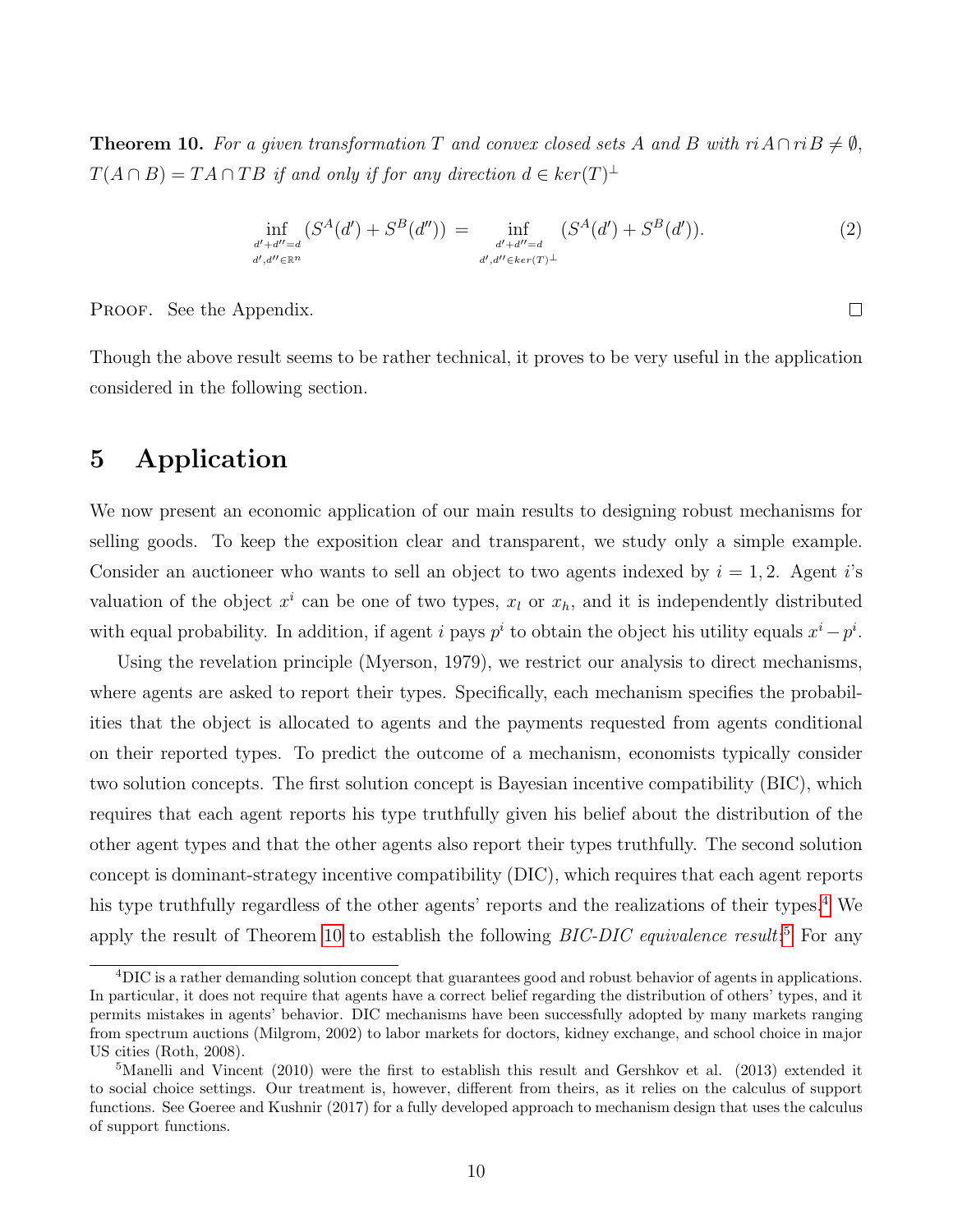**Theorem 10.** *For a given transformation $T$ and convex closed sets $A$ and $B$ with $ri\,A \cap ri\,B \neq \emptyset$, $T(A \cap B) = TA \cap TB$ if and only if for any direction $d \in ker(T)^{\perp}$*

$$\inf_{\substack{d'+d''=d \\ d',d'' \in \mathbb{R}^n}} (S^A(d') + S^B(d'')) = \inf_{\substack{d'+d''=d \\ d',d'' \in ker(T)^{\perp}}} (S^A(d') + S^B(d')). \tag{2}$$

Proof. See the Appendix. □

Though the above result seems to be rather technical, it proves to be very useful in the application considered in the following section.

# 5 Application

We now present an economic application of our main results to designing robust mechanisms for selling goods. To keep the exposition clear and transparent, we study only a simple example. Consider an auctioneer who wants to sell an object to two agents indexed by $i = 1, 2$. Agent $i$'s valuation of the object $x^i$ can be one of two types, $x_l$ or $x_h$, and it is independently distributed with equal probability. In addition, if agent $i$ pays $p^i$ to obtain the object his utility equals $x^i - p^i$.

Using the revelation principle (Myerson, 1979), we restrict our analysis to direct mechanisms, where agents are asked to report their types. Specifically, each mechanism specifies the probabilities that the object is allocated to agents and the payments requested from agents conditional on their reported types. To predict the outcome of a mechanism, economists typically consider two solution concepts. The first solution concept is Bayesian incentive compatibility (BIC), which requires that each agent reports his type truthfully given his belief about the distribution of the other agent types and that the other agents also report their types truthfully. The second solution concept is dominant-strategy incentive compatibility (DIC), which requires that each agent reports his type truthfully regardless of the other agents' reports and the realizations of their types.[4] We apply the result of Theorem 10 to establish the following *BIC-DIC equivalence result*:[5] For any

[4] DIC is a rather demanding solution concept that guarantees good and robust behavior of agents in applications. In particular, it does not require that agents have a correct belief regarding the distribution of others' types, and it permits mistakes in agents' behavior. DIC mechanisms have been successfully adopted by many markets ranging from spectrum auctions (Milgrom, 2002) to labor markets for doctors, kidney exchange, and school choice in major US cities (Roth, 2008).

[5] Manelli and Vincent (2010) were the first to establish this result and Gershkov et al. (2013) extended it to social choice settings. Our treatment is, however, different from theirs, as it relies on the calculus of support functions. See Goeree and Kushnir (2017) for a fully developed approach to mechanism design that uses the calculus of support functions.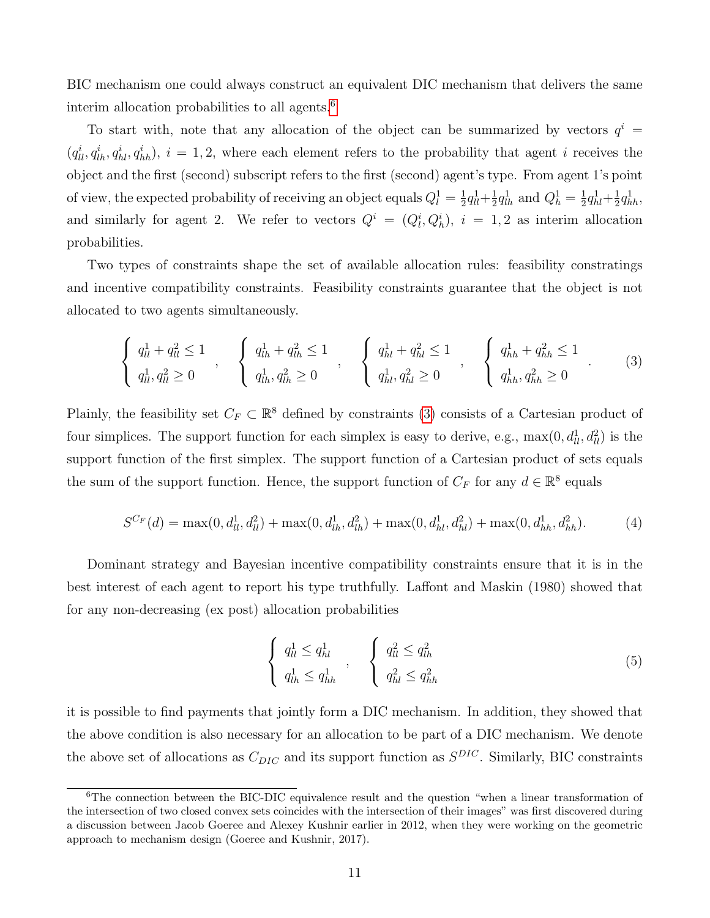BIC mechanism one could always construct an equivalent DIC mechanism that delivers the same interim allocation probabilities to all agents.[6]

To start with, note that any allocation of the object can be summarized by vectors $q^i = (q^i_{ll}, q^i_{lh}, q^i_{hl}, q^i_{hh}),\ i = 1, 2$, where each element refers to the probability that agent $i$ receives the object and the first (second) subscript refers to the first (second) agent's type. From agent 1's point of view, the expected probability of receiving an object equals $Q^1_l = \frac{1}{2}q^1_{ll} + \frac{1}{2}q^1_{lh}$ and $Q^1_h = \frac{1}{2}q^1_{hl} + \frac{1}{2}q^1_{hh}$, and similarly for agent 2. We refer to vectors $Q^i = (Q^i_l, Q^i_h),\ i = 1, 2$ as interim allocation probabilities.

Two types of constraints shape the set of available allocation rules: feasibility constratings and incentive compatibility constraints. Feasibility constraints guarantee that the object is not allocated to two agents simultaneously.

$$
\begin{cases} q^1_{ll} + q^2_{ll} \le 1 \\ q^1_{ll}, q^2_{ll} \ge 0 \end{cases}, \quad
\begin{cases} q^1_{lh} + q^2_{lh} \le 1 \\ q^1_{lh}, q^2_{lh} \ge 0 \end{cases}, \quad
\begin{cases} q^1_{hl} + q^2_{hl} \le 1 \\ q^1_{hl}, q^2_{hl} \ge 0 \end{cases}, \quad
\begin{cases} q^1_{hh} + q^2_{hh} \le 1 \\ q^1_{hh}, q^2_{hh} \ge 0 \end{cases}. \tag{3}
$$

Plainly, the feasibility set $C_F \subset \mathbb{R}^8$ defined by constraints (3) consists of a Cartesian product of four simplices. The support function for each simplex is easy to derive, e.g., $\max(0, d^1_{ll}, d^2_{ll})$ is the support function of the first simplex. The support function of a Cartesian product of sets equals the sum of the support function. Hence, the support function of $C_F$ for any $d \in \mathbb{R}^8$ equals

$$
S^{C_F}(d) = \max(0, d^1_{ll}, d^2_{ll}) + \max(0, d^1_{lh}, d^2_{lh}) + \max(0, d^1_{hl}, d^2_{hl}) + \max(0, d^1_{hh}, d^2_{hh}). \tag{4}
$$

Dominant strategy and Bayesian incentive compatibility constraints ensure that it is in the best interest of each agent to report his type truthfully. Laffont and Maskin (1980) showed that for any non-decreasing (ex post) allocation probabilities

$$
\begin{cases} q^1_{ll} \le q^1_{hl} \\ q^1_{lh} \le q^1_{hh} \end{cases}, \quad
\begin{cases} q^2_{ll} \le q^2_{lh} \\ q^2_{hl} \le q^2_{hh} \end{cases} \tag{5}
$$

it is possible to find payments that jointly form a DIC mechanism. In addition, they showed that the above condition is also necessary for an allocation to be part of a DIC mechanism. We denote the above set of allocations as $C_{DIC}$ and its support function as $S^{DIC}$. Similarly, BIC constraints

[6] The connection between the BIC-DIC equivalence result and the question "when a linear transformation of the intersection of two closed convex sets coincides with the intersection of their images" was first discovered during a discussion between Jacob Goeree and Alexey Kushnir earlier in 2012, when they were working on the geometric approach to mechanism design (Goeree and Kushnir, 2017).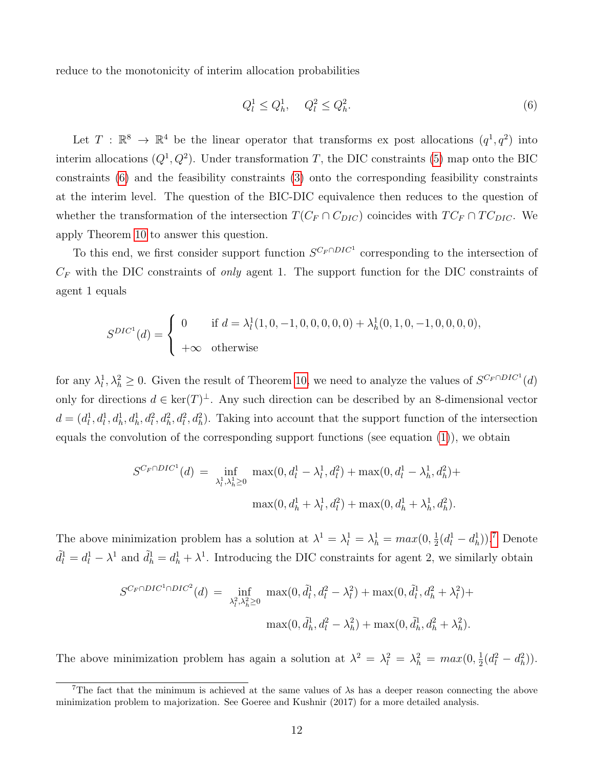reduce to the monotonicity of interim allocation probabilities

$$Q_l^1 \leq Q_h^1, \quad Q_l^2 \leq Q_h^2. \tag{6}$$

Let $T : \mathbb{R}^8 \to \mathbb{R}^4$ be the linear operator that transforms ex post allocations $(q^1, q^2)$ into interim allocations $(Q^1, Q^2)$. Under transformation $T$, the DIC constraints (5) map onto the BIC constraints (6) and the feasibility constraints (3) onto the corresponding feasibility constraints at the interim level. The question of the BIC-DIC equivalence then reduces to the question of whether the transformation of the intersection $T(C_F \cap C_{DIC})$ coincides with $TC_F \cap TC_{DIC}$. We apply Theorem 10 to answer this question.

To this end, we first consider support function $S^{C_F \cap DIC^1}$ corresponding to the intersection of $C_F$ with the DIC constraints of *only* agent 1. The support function for the DIC constraints of agent 1 equals

$$S^{DIC^1}(d) = \begin{cases} 0 & \text{if } d = \lambda_l^1(1,0,-1,0,0,0,0,0) + \lambda_h^1(0,1,0,-1,0,0,0,0), \\ +\infty & \text{otherwise} \end{cases}$$

for any $\lambda_l^1, \lambda_h^2 \geq 0$. Given the result of Theorem 10, we need to analyze the values of $S^{C_F \cap DIC^1}(d)$ only for directions $d \in \ker(T)^\perp$. Any such direction can be described by an 8-dimensional vector $d = (d_l^1, d_l^1, d_h^1, d_h^1, d_l^2, d_h^2, d_l^2, d_h^2)$. Taking into account that the support function of the intersection equals the convolution of the corresponding support functions (see equation (1)), we obtain

$$\begin{aligned} S^{C_F \cap DIC^1}(d) \; = \; \inf_{\lambda_l^1, \lambda_h^1 \geq 0} \; & \max(0, d_l^1 - \lambda_l^1, d_l^2) + \max(0, d_l^1 - \lambda_h^1, d_h^2) + \\ & \max(0, d_h^1 + \lambda_l^1, d_l^2) + \max(0, d_h^1 + \lambda_h^1, d_h^2). \end{aligned}$$

The above minimization problem has a solution at $\lambda^1 = \lambda_l^1 = \lambda_h^1 = max(0, \frac{1}{2}(d_l^1 - d_h^1))$.[7] Denote $\tilde{d}_l^1 = d_l^1 - \lambda^1$ and $\tilde{d}_h^1 = d_h^1 + \lambda^1$. Introducing the DIC constraints for agent 2, we similarly obtain

$$\begin{aligned} S^{C_F \cap DIC^1 \cap DIC^2}(d) \; = \; \inf_{\lambda_l^2, \lambda_h^2 \geq 0} \; & \max(0, \tilde{d}_l^1, d_l^2 - \lambda_l^2) + \max(0, \tilde{d}_l^1, d_h^2 + \lambda_l^2) + \\ & \max(0, \tilde{d}_h^1, d_l^2 - \lambda_h^2) + \max(0, \tilde{d}_h^1, d_h^2 + \lambda_h^2). \end{aligned}$$

The above minimization problem has again a solution at $\lambda^2 = \lambda_l^2 = \lambda_h^2 = max(0, \frac{1}{2}(d_l^2 - d_h^2))$.

[7] The fact that the minimum is achieved at the same values of $\lambda$s has a deeper reason connecting the above minimization problem to majorization. See Goeree and Kushnir (2017) for a more detailed analysis.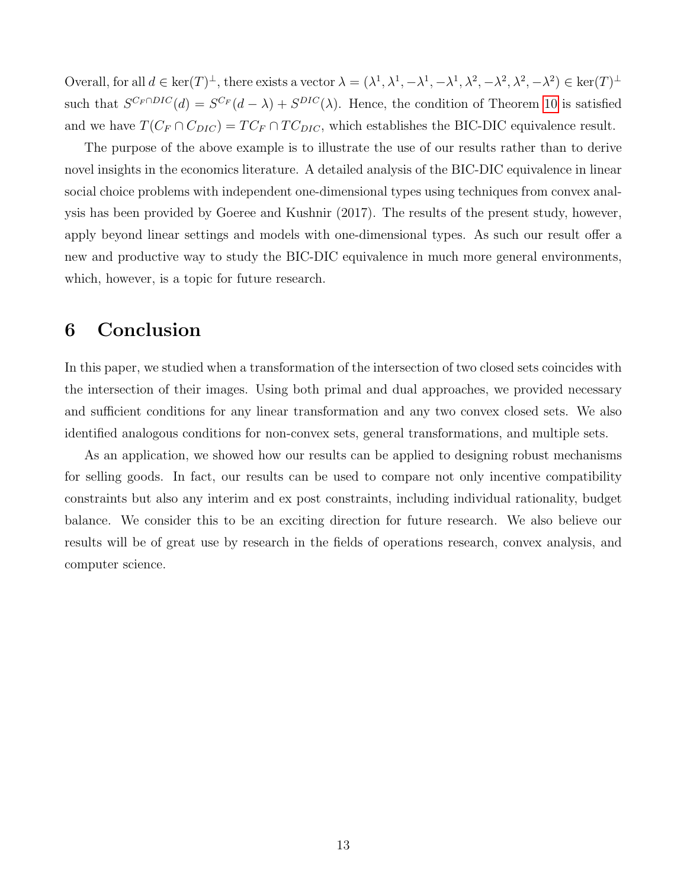Overall, for all $d \in \ker(T)^{\perp}$, there exists a vector $\lambda = (\lambda^1, \lambda^1, -\lambda^1, -\lambda^1, \lambda^2, -\lambda^2, \lambda^2, -\lambda^2) \in \ker(T)^{\perp}$ such that $S^{C_F \cap DIC}(d) = S^{C_F}(d - \lambda) + S^{DIC}(\lambda)$. Hence, the condition of Theorem 10 is satisfied and we have $T(C_F \cap C_{DIC}) = TC_F \cap TC_{DIC}$, which establishes the BIC-DIC equivalence result.

The purpose of the above example is to illustrate the use of our results rather than to derive novel insights in the economics literature. A detailed analysis of the BIC-DIC equivalence in linear social choice problems with independent one-dimensional types using techniques from convex analysis has been provided by Goeree and Kushnir (2017). The results of the present study, however, apply beyond linear settings and models with one-dimensional types. As such our result offer a new and productive way to study the BIC-DIC equivalence in much more general environments, which, however, is a topic for future research.

# 6 Conclusion

In this paper, we studied when a transformation of the intersection of two closed sets coincides with the intersection of their images. Using both primal and dual approaches, we provided necessary and sufficient conditions for any linear transformation and any two convex closed sets. We also identified analogous conditions for non-convex sets, general transformations, and multiple sets.

As an application, we showed how our results can be applied to designing robust mechanisms for selling goods. In fact, our results can be used to compare not only incentive compatibility constraints but also any interim and ex post constraints, including individual rationality, budget balance. We consider this to be an exciting direction for future research. We also believe our results will be of great use by research in the fields of operations research, convex analysis, and computer science.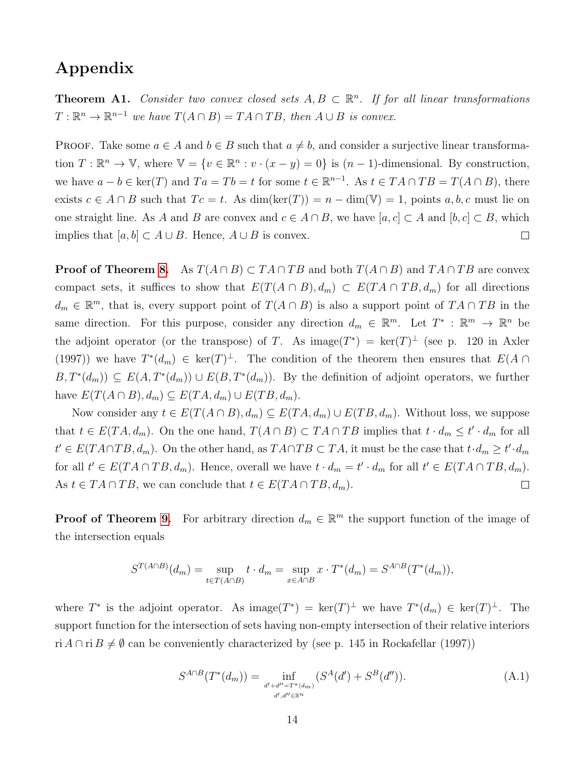# Appendix

**Theorem A1.** *Consider two convex closed sets $A, B \subset \mathbb{R}^n$. If for all linear transformations $T : \mathbb{R}^n \to \mathbb{R}^{n-1}$ we have $T(A \cap B) = TA \cap TB$, then $A \cup B$ is convex.*

Proof. Take some $a \in A$ and $b \in B$ such that $a \neq b$, and consider a surjective linear transformation $T : \mathbb{R}^n \to \mathbb{V}$, where $\mathbb{V} = \{v \in \mathbb{R}^n : v \cdot (x - y) = 0\}$ is $(n-1)$-dimensional. By construction, we have $a - b \in \ker(T)$ and $Ta = Tb = t$ for some $t \in \mathbb{R}^{n-1}$. As $t \in TA \cap TB = T(A \cap B)$, there exists $c \in A \cap B$ such that $Tc = t$. As $\dim(\ker(T)) = n - \dim(\mathbb{V}) = 1$, points $a, b, c$ must lie on one straight line. As $A$ and $B$ are convex and $c \in A \cap B$, we have $[a, c] \subset A$ and $[b, c] \subset B$, which implies that $[a, b] \subset A \cup B$. Hence, $A \cup B$ is convex. $\square$

**Proof of Theorem 8.** As $T(A \cap B) \subset TA \cap TB$ and both $T(A \cap B)$ and $TA \cap TB$ are convex compact sets, it suffices to show that $E(T(A \cap B), d_m) \subset E(TA \cap TB, d_m)$ for all directions $d_m \in \mathbb{R}^m$, that is, every support point of $T(A \cap B)$ is also a support point of $TA \cap TB$ in the same direction. For this purpose, consider any direction $d_m \in \mathbb{R}^m$. Let $T^* : \mathbb{R}^m \to \mathbb{R}^n$ be the adjoint operator (or the transpose) of $T$. As $\text{image}(T^*) = \ker(T)^\perp$ (see p. 120 in Axler (1997)) we have $T^*(d_m) \in \ker(T)^\perp$. The condition of the theorem then ensures that $E(A \cap B, T^*(d_m)) \subseteq E(A, T^*(d_m)) \cup E(B, T^*(d_m))$. By the definition of adjoint operators, we further have $E(T(A \cap B), d_m) \subseteq E(TA, d_m) \cup E(TB, d_m)$.

Now consider any $t \in E(T(A \cap B), d_m) \subseteq E(TA, d_m) \cup E(TB, d_m)$. Without loss, we suppose that $t \in E(TA, d_m)$. On the one hand, $T(A \cap B) \subset TA \cap TB$ implies that $t \cdot d_m \leq t' \cdot d_m$ for all $t' \in E(TA \cap TB, d_m)$. On the other hand, as $TA \cap TB \subset TA$, it must be the case that $t \cdot d_m \geq t' \cdot d_m$ for all $t' \in E(TA \cap TB, d_m)$. Hence, overall we have $t \cdot d_m = t' \cdot d_m$ for all $t' \in E(TA \cap TB, d_m)$. As $t \in TA \cap TB$, we can conclude that $t \in E(TA \cap TB, d_m)$. $\square$

**Proof of Theorem 9.** For arbitrary direction $d_m \in \mathbb{R}^m$ the support function of the image of the intersection equals

$$S^{T(A \cap B)}(d_m) = \sup_{t \in T(A \cap B)} t \cdot d_m = \sup_{x \in A \cap B} x \cdot T^*(d_m) = S^{A \cap B}(T^*(d_m)),$$

where $T^*$ is the adjoint operator. As $\text{image}(T^*) = \ker(T)^\perp$ we have $T^*(d_m) \in \ker(T)^\perp$. The support function for the intersection of sets having non-empty intersection of their relative interiors $\text{ri}\, A \cap \text{ri}\, B \neq \emptyset$ can be conveniently characterized by (see p. 145 in Rockafellar (1997))

$$S^{A \cap B}(T^*(d_m)) = \inf_{\substack{d' + d'' = T^*(d_m) \\ d', d'' \in \mathbb{R}^n}} (S^A(d') + S^B(d'')). \tag{A.1}$$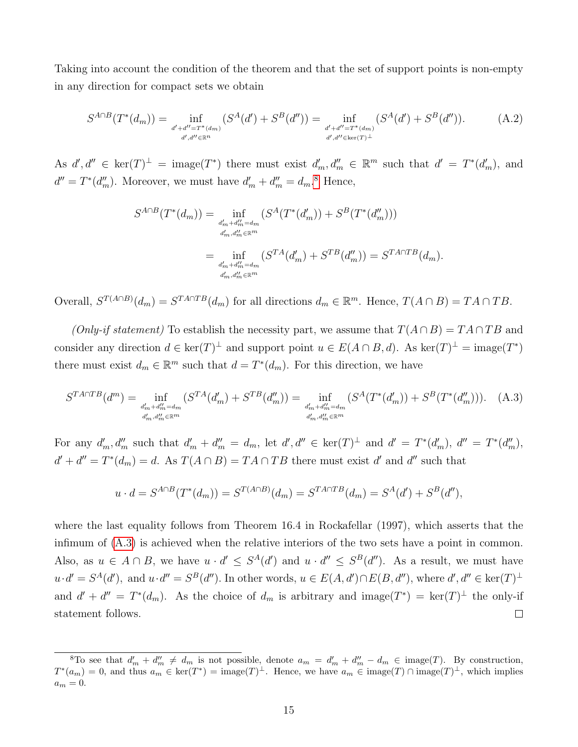Taking into account the condition of the theorem and that the set of support points is non-empty in any direction for compact sets we obtain

$$S^{A\cap B}(T^*(d_m)) = \inf_{\substack{d'+d''=T^*(d_m)\\ d',d''\in\mathbb{R}^n}} (S^A(d') + S^B(d'')) = \inf_{\substack{d'+d''=T^*(d_m)\\ d',d''\in\ker(T)^\perp}} (S^A(d') + S^B(d'')). \tag{A.2}$$

As $d', d'' \in \ker(T)^\perp = \text{image}(T^*)$ there must exist $d'_m, d''_m \in \mathbb{R}^m$ such that $d' = T^*(d'_m)$, and $d'' = T^*(d''_m)$. Moreover, we must have $d'_m + d''_m = d_m$.[8] Hence,

$$\begin{aligned}
S^{A\cap B}(T^*(d_m)) &= \inf_{\substack{d'_m+d''_m=d_m\\ d'_m,d''_m\in\mathbb{R}^m}} (S^A(T^*(d'_m)) + S^B(T^*(d''_m))) \\
&= \inf_{\substack{d'_m+d''_m=d_m\\ d'_m,d''_m\in\mathbb{R}^m}} (S^{TA}(d'_m) + S^{TB}(d''_m)) = S^{TA\cap TB}(d_m).
\end{aligned}$$

Overall, $S^{T(A\cap B)}(d_m) = S^{TA\cap TB}(d_m)$ for all directions $d_m \in \mathbb{R}^m$. Hence, $T(A\cap B) = TA \cap TB$.

*(Only-if statement)* To establish the necessity part, we assume that $T(A\cap B) = TA\cap TB$ and consider any direction $d \in \ker(T)^\perp$ and support point $u \in E(A\cap B, d)$. As $\ker(T)^\perp = \text{image}(T^*)$ there must exist $d_m \in \mathbb{R}^m$ such that $d = T^*(d_m)$. For this direction, we have

$$S^{TA\cap TB}(d^m) = \inf_{\substack{d'_m+d''_m=d_m\\ d'_m,d''_m\in\mathbb{R}^m}} (S^{TA}(d'_m) + S^{TB}(d''_m)) = \inf_{\substack{d'_m+d''_m=d_m\\ d'_m,d''_m\in\mathbb{R}^m}} (S^A(T^*(d'_m)) + S^B(T^*(d''_m))). \tag{A.3}$$

For any $d'_m, d''_m$ such that $d'_m + d''_m = d_m$, let $d', d'' \in \ker(T)^\perp$ and $d' = T^*(d'_m)$, $d'' = T^*(d''_m)$, $d' + d'' = T^*(d_m) = d$. As $T(A\cap B) = TA\cap TB$ there must exist $d'$ and $d''$ such that

$$u\cdot d = S^{A\cap B}(T^*(d_m)) = S^{T(A\cap B)}(d_m) = S^{TA\cap TB}(d_m) = S^A(d') + S^B(d''),$$

where the last equality follows from Theorem 16.4 in Rockafellar (1997), which asserts that the infimum of (A.3) is achieved when the relative interiors of the two sets have a point in common. Also, as $u \in A\cap B$, we have $u\cdot d' \le S^A(d')$ and $u\cdot d'' \le S^B(d'')$. As a result, we must have $u\cdot d' = S^A(d')$, and $u\cdot d'' = S^B(d'')$. In other words, $u \in E(A, d')\cap E(B, d'')$, where $d', d'' \in \ker(T)^\perp$ and $d' + d'' = T^*(d_m)$. As the choice of $d_m$ is arbitrary and $\text{image}(T^*) = \ker(T)^\perp$ the only-if statement follows. □

[8] To see that $d'_m + d''_m \neq d_m$ is not possible, denote $a_m = d'_m + d''_m - d_m \in \text{image}(T)$. By construction, $T^*(a_m) = 0$, and thus $a_m \in \ker(T^*) = \text{image}(T)^\perp$. Hence, we have $a_m \in \text{image}(T)\cap\text{image}(T)^\perp$, which implies $a_m = 0$.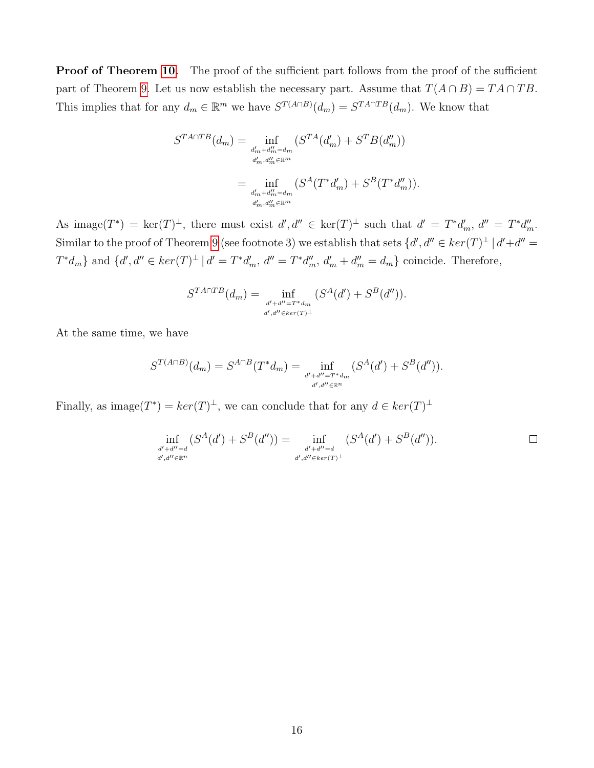**Proof of Theorem 10.** The proof of the sufficient part follows from the proof of the sufficient part of Theorem 9. Let us now establish the necessary part. Assume that $T(A \cap B) = TA \cap TB$. This implies that for any $d_m \in \mathbb{R}^m$ we have $S^{T(A\cap B)}(d_m) = S^{TA\cap TB}(d_m)$. We know that

$$S^{TA\cap TB}(d_m) = \inf_{\substack{d'_m + d''_m = d_m \\ d'_m, d''_m \in \mathbb{R}^m}} (S^{TA}(d'_m) + S^T B(d''_m))$$

$$= \inf_{\substack{d'_m + d''_m = d_m \\ d'_m, d''_m \in \mathbb{R}^m}} (S^{A}(T^* d'_m) + S^B(T^* d''_m)).$$

As image$(T^*) = \ker(T)^\perp$, there must exist $d', d'' \in \ker(T)^\perp$ such that $d' = T^* d'_m$, $d'' = T^* d''_m$. Similar to the proof of Theorem 9 (see footnote 3) we establish that sets $\{d', d'' \in ker(T)^\perp \,|\, d' + d'' = T^* d_m\}$ and $\{d', d'' \in ker(T)^\perp \,|\, d' = T^* d'_m,\ d'' = T^* d''_m,\ d'_m + d''_m = d_m\}$ coincide. Therefore,

$$S^{TA\cap TB}(d_m) = \inf_{\substack{d' + d'' = T^* d_m \\ d', d'' \in ker(T)^\perp}} (S^A(d') + S^B(d'')).$$

At the same time, we have

$$S^{T(A\cap B)}(d_m) = S^{A\cap B}(T^* d_m) = \inf_{\substack{d' + d'' = T^* d_m \\ d', d'' \in \mathbb{R}^n}} (S^A(d') + S^B(d'')).$$

Finally, as image$(T^*) = ker(T)^\perp$, we can conclude that for any $d \in ker(T)^\perp$

$$\inf_{\substack{d' + d'' = d \\ d', d'' \in \mathbb{R}^n}} (S^A(d') + S^B(d'')) = \inf_{\substack{d' + d'' = d \\ d', d'' \in ker(T)^\perp}} (S^A(d') + S^B(d'')).$$

□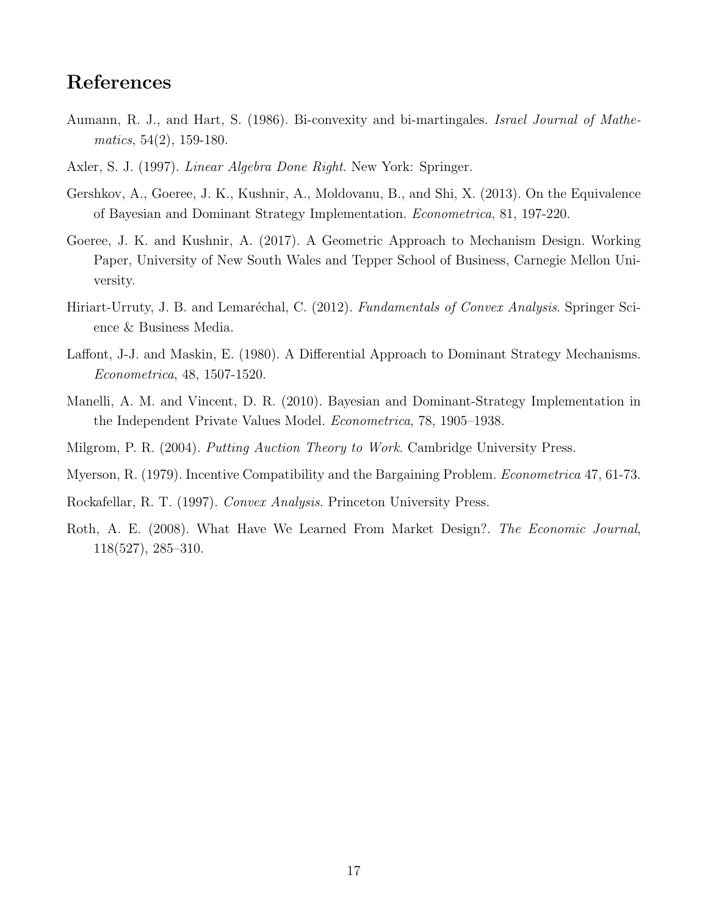# References

Aumann, R. J., and Hart, S. (1986). Bi-convexity and bi-martingales. *Israel Journal of Mathematics*, 54(2), 159-180.

Axler, S. J. (1997). *Linear Algebra Done Right*. New York: Springer.

Gershkov, A., Goeree, J. K., Kushnir, A., Moldovanu, B., and Shi, X. (2013). On the Equivalence of Bayesian and Dominant Strategy Implementation. *Econometrica*, 81, 197-220.

Goeree, J. K. and Kushnir, A. (2017). A Geometric Approach to Mechanism Design. Working Paper, University of New South Wales and Tepper School of Business, Carnegie Mellon University.

Hiriart-Urruty, J. B. and Lemaréchal, C. (2012). *Fundamentals of Convex Analysis*. Springer Science & Business Media.

Laffont, J-J. and Maskin, E. (1980). A Differential Approach to Dominant Strategy Mechanisms. *Econometrica*, 48, 1507-1520.

Manelli, A. M. and Vincent, D. R. (2010). Bayesian and Dominant-Strategy Implementation in the Independent Private Values Model. *Econometrica*, 78, 1905–1938.

Milgrom, P. R. (2004). *Putting Auction Theory to Work*. Cambridge University Press.

Myerson, R. (1979). Incentive Compatibility and the Bargaining Problem. *Econometrica* 47, 61-73.

Rockafellar, R. T. (1997). *Convex Analysis*. Princeton University Press.

Roth, A. E. (2008). What Have We Learned From Market Design?. *The Economic Journal*, 118(527), 285–310.